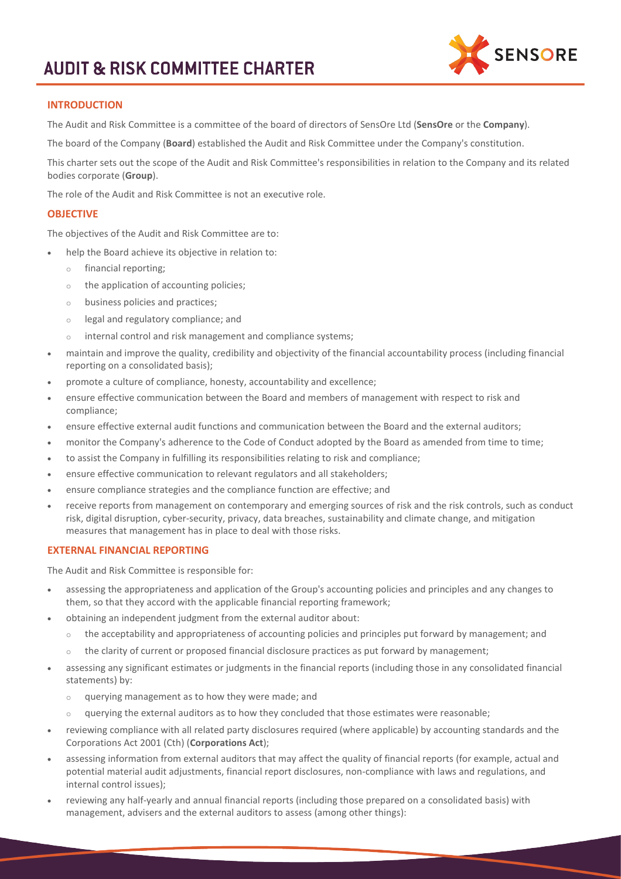# AUDIT & RISK COMMITTEE CHARTER

## INTRODUCTION

The Audit and Risk Committee is a committee of the board of directors of SensOre Ltd (**SensOre** or the **Company**).

The board of the Company (**Board**) established the Audit and Risk Committee under the Company's constitution.

This charter sets out the scope of the Audit and Risk Committee's responsibilities in relation to the Company and its related bodies corporate (**Group**).

The role of the Audit and Risk Committee is not an executive role.

## OBJECTIVE

The objectives of the Audit and Risk Committee are to:

- help the Board achieve its objective in relation to:
  - financial reporting;
  - the application of accounting policies;
  - business policies and practices;
  - legal and regulatory compliance; and
  - internal control and risk management and compliance systems;
- maintain and improve the quality, credibility and objectivity of the financial accountability process (including financial reporting on a consolidated basis);
- promote a culture of compliance, honesty, accountability and excellence;
- ensure effective communication between the Board and members of management with respect to risk and compliance;
- ensure effective external audit functions and communication between the Board and the external auditors;
- monitor the Company's adherence to the Code of Conduct adopted by the Board as amended from time to time;
- to assist the Company in fulfilling its responsibilities relating to risk and compliance;
- ensure effective communication to relevant regulators and all stakeholders;
- ensure compliance strategies and the compliance function are effective; and
- receive reports from management on contemporary and emerging sources of risk and the risk controls, such as conduct risk, digital disruption, cyber-security, privacy, data breaches, sustainability and climate change, and mitigation measures that management has in place to deal with those risks.

## EXTERNAL FINANCIAL REPORTING

The Audit and Risk Committee is responsible for:

- assessing the appropriateness and application of the Group's accounting policies and principles and any changes to them, so that they accord with the applicable financial reporting framework;
- obtaining an independent judgment from the external auditor about:
  - the acceptability and appropriateness of accounting policies and principles put forward by management; and
  - the clarity of current or proposed financial disclosure practices as put forward by management;
- assessing any significant estimates or judgments in the financial reports (including those in any consolidated financial statements) by:
  - querying management as to how they were made; and
  - querying the external auditors as to how they concluded that those estimates were reasonable;
- reviewing compliance with all related party disclosures required (where applicable) by accounting standards and the Corporations Act 2001 (Cth) (**Corporations Act**);
- assessing information from external auditors that may affect the quality of financial reports (for example, actual and potential material audit adjustments, financial report disclosures, non-compliance with laws and regulations, and internal control issues);
- reviewing any half-yearly and annual financial reports (including those prepared on a consolidated basis) with management, advisers and the external auditors to assess (among other things):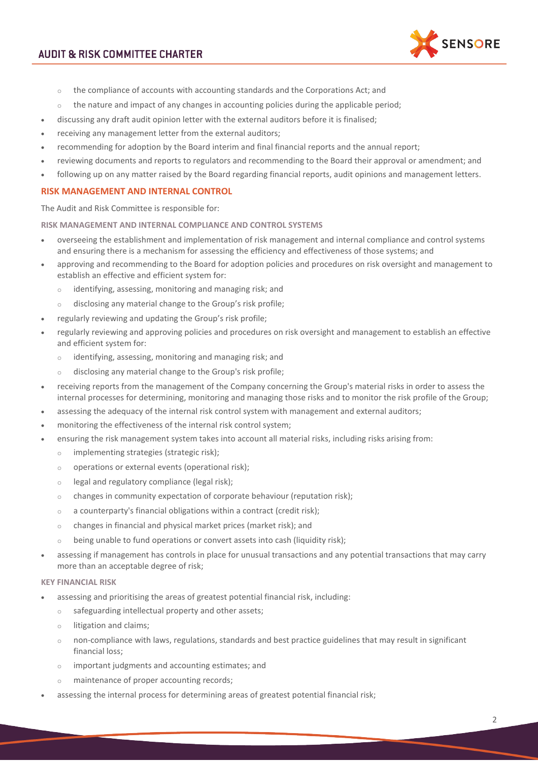- the compliance of accounts with accounting standards and the Corporations Act; and
  - the nature and impact of any changes in accounting policies during the applicable period;
- discussing any draft audit opinion letter with the external auditors before it is finalised;
- receiving any management letter from the external auditors;
- recommending for adoption by the Board interim and final financial reports and the annual report;
- reviewing documents and reports to regulators and recommending to the Board their approval or amendment; and
- following up on any matter raised by the Board regarding financial reports, audit opinions and management letters.

## RISK MANAGEMENT AND INTERNAL CONTROL

The Audit and Risk Committee is responsible for:

### RISK MANAGEMENT AND INTERNAL COMPLIANCE AND CONTROL SYSTEMS

- overseeing the establishment and implementation of risk management and internal compliance and control systems and ensuring there is a mechanism for assessing the efficiency and effectiveness of those systems; and
- approving and recommending to the Board for adoption policies and procedures on risk oversight and management to establish an effective and efficient system for:
  - identifying, assessing, monitoring and managing risk; and
  - disclosing any material change to the Group's risk profile;
- regularly reviewing and updating the Group's risk profile;
- regularly reviewing and approving policies and procedures on risk oversight and management to establish an effective and efficient system for:
  - identifying, assessing, monitoring and managing risk; and
  - disclosing any material change to the Group's risk profile;
- receiving reports from the management of the Company concerning the Group's material risks in order to assess the internal processes for determining, monitoring and managing those risks and to monitor the risk profile of the Group;
- assessing the adequacy of the internal risk control system with management and external auditors;
- monitoring the effectiveness of the internal risk control system;
- ensuring the risk management system takes into account all material risks, including risks arising from:
  - implementing strategies (strategic risk);
  - operations or external events (operational risk);
  - legal and regulatory compliance (legal risk);
  - changes in community expectation of corporate behaviour (reputation risk);
  - a counterparty's financial obligations within a contract (credit risk);
  - changes in financial and physical market prices (market risk); and
  - being unable to fund operations or convert assets into cash (liquidity risk);
- assessing if management has controls in place for unusual transactions and any potential transactions that may carry more than an acceptable degree of risk;

### KEY FINANCIAL RISK

- assessing and prioritising the areas of greatest potential financial risk, including:
  - safeguarding intellectual property and other assets;
  - litigation and claims;
  - non-compliance with laws, regulations, standards and best practice guidelines that may result in significant financial loss;
  - important judgments and accounting estimates; and
  - maintenance of proper accounting records;
- assessing the internal process for determining areas of greatest potential financial risk;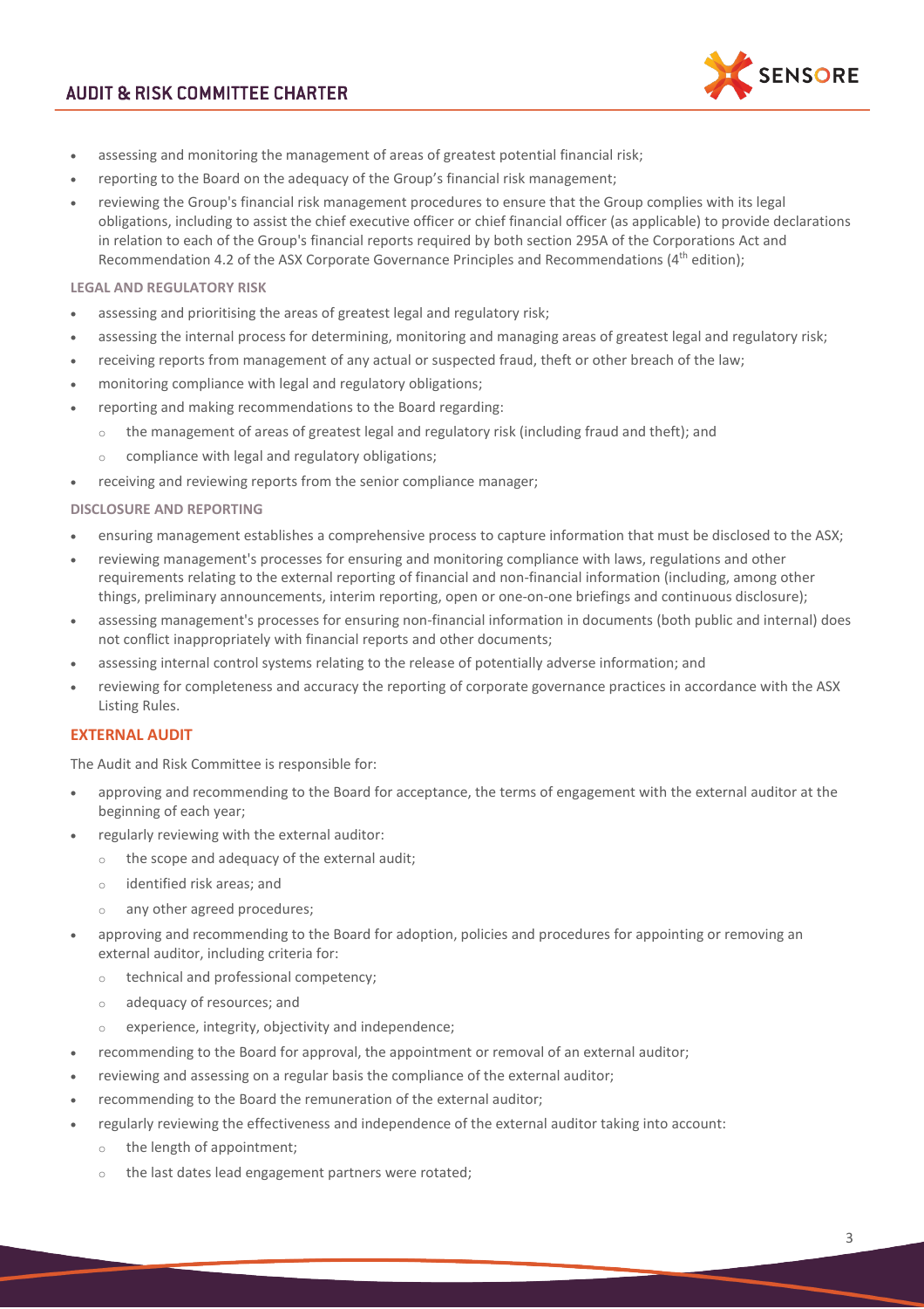- assessing and monitoring the management of areas of greatest potential financial risk;
- reporting to the Board on the adequacy of the Group's financial risk management;
- reviewing the Group's financial risk management procedures to ensure that the Group complies with its legal obligations, including to assist the chief executive officer or chief financial officer (as applicable) to provide declarations in relation to each of the Group's financial reports required by both section 295A of the Corporations Act and Recommendation 4.2 of the ASX Corporate Governance Principles and Recommendations (4th edition);

#### LEGAL AND REGULATORY RISK

- assessing and prioritising the areas of greatest legal and regulatory risk;
- assessing the internal process for determining, monitoring and managing areas of greatest legal and regulatory risk;
- receiving reports from management of any actual or suspected fraud, theft or other breach of the law;
- monitoring compliance with legal and regulatory obligations;
- reporting and making recommendations to the Board regarding:
  - the management of areas of greatest legal and regulatory risk (including fraud and theft); and
  - compliance with legal and regulatory obligations;
- receiving and reviewing reports from the senior compliance manager;

#### DISCLOSURE AND REPORTING

- ensuring management establishes a comprehensive process to capture information that must be disclosed to the ASX;
- reviewing management's processes for ensuring and monitoring compliance with laws, regulations and other requirements relating to the external reporting of financial and non-financial information (including, among other things, preliminary announcements, interim reporting, open or one-on-one briefings and continuous disclosure);
- assessing management's processes for ensuring non-financial information in documents (both public and internal) does not conflict inappropriately with financial reports and other documents;
- assessing internal control systems relating to the release of potentially adverse information; and
- reviewing for completeness and accuracy the reporting of corporate governance practices in accordance with the ASX Listing Rules.

### EXTERNAL AUDIT

The Audit and Risk Committee is responsible for:

- approving and recommending to the Board for acceptance, the terms of engagement with the external auditor at the beginning of each year;
- regularly reviewing with the external auditor:
  - the scope and adequacy of the external audit;
  - identified risk areas; and
  - any other agreed procedures;
- approving and recommending to the Board for adoption, policies and procedures for appointing or removing an external auditor, including criteria for:
  - technical and professional competency;
  - adequacy of resources; and
  - experience, integrity, objectivity and independence;
- recommending to the Board for approval, the appointment or removal of an external auditor;
- reviewing and assessing on a regular basis the compliance of the external auditor;
- recommending to the Board the remuneration of the external auditor;
- regularly reviewing the effectiveness and independence of the external auditor taking into account:
  - the length of appointment;
  - the last dates lead engagement partners were rotated;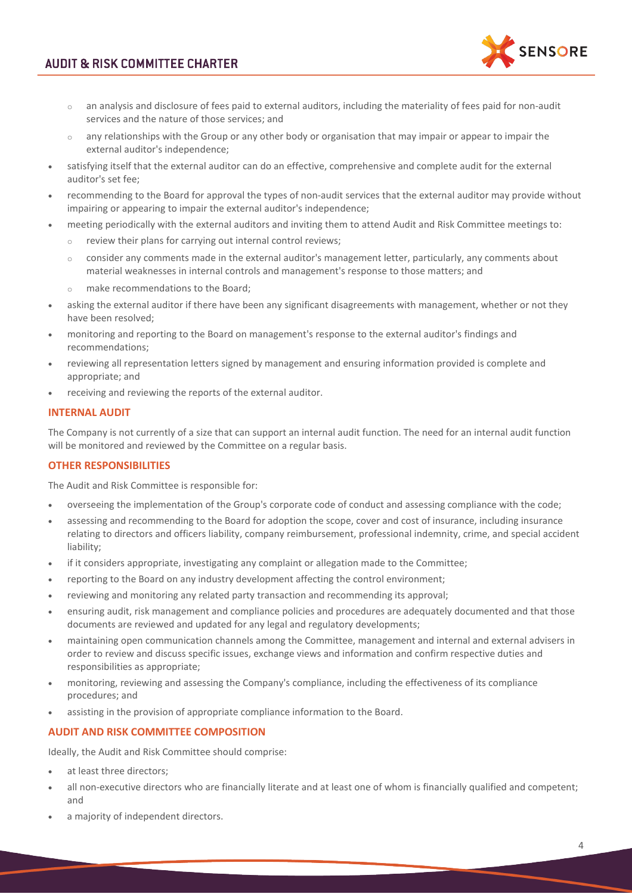- an analysis and disclosure of fees paid to external auditors, including the materiality of fees paid for non-audit services and the nature of those services; and
  - any relationships with the Group or any other body or organisation that may impair or appear to impair the external auditor's independence;
- satisfying itself that the external auditor can do an effective, comprehensive and complete audit for the external auditor's set fee;
- recommending to the Board for approval the types of non-audit services that the external auditor may provide without impairing or appearing to impair the external auditor's independence;
- meeting periodically with the external auditors and inviting them to attend Audit and Risk Committee meetings to:
  - review their plans for carrying out internal control reviews;
  - consider any comments made in the external auditor's management letter, particularly, any comments about material weaknesses in internal controls and management's response to those matters; and
  - make recommendations to the Board;
- asking the external auditor if there have been any significant disagreements with management, whether or not they have been resolved;
- monitoring and reporting to the Board on management's response to the external auditor's findings and recommendations;
- reviewing all representation letters signed by management and ensuring information provided is complete and appropriate; and
- receiving and reviewing the reports of the external auditor.

## INTERNAL AUDIT

The Company is not currently of a size that can support an internal audit function. The need for an internal audit function will be monitored and reviewed by the Committee on a regular basis.

## OTHER RESPONSIBILITIES

The Audit and Risk Committee is responsible for:

- overseeing the implementation of the Group's corporate code of conduct and assessing compliance with the code;
- assessing and recommending to the Board for adoption the scope, cover and cost of insurance, including insurance relating to directors and officers liability, company reimbursement, professional indemnity, crime, and special accident liability;
- if it considers appropriate, investigating any complaint or allegation made to the Committee;
- reporting to the Board on any industry development affecting the control environment;
- reviewing and monitoring any related party transaction and recommending its approval;
- ensuring audit, risk management and compliance policies and procedures are adequately documented and that those documents are reviewed and updated for any legal and regulatory developments;
- maintaining open communication channels among the Committee, management and internal and external advisers in order to review and discuss specific issues, exchange views and information and confirm respective duties and responsibilities as appropriate;
- monitoring, reviewing and assessing the Company's compliance, including the effectiveness of its compliance procedures; and
- assisting in the provision of appropriate compliance information to the Board.

## AUDIT AND RISK COMMITTEE COMPOSITION

Ideally, the Audit and Risk Committee should comprise:

- at least three directors;
- all non-executive directors who are financially literate and at least one of whom is financially qualified and competent; and
- a majority of independent directors.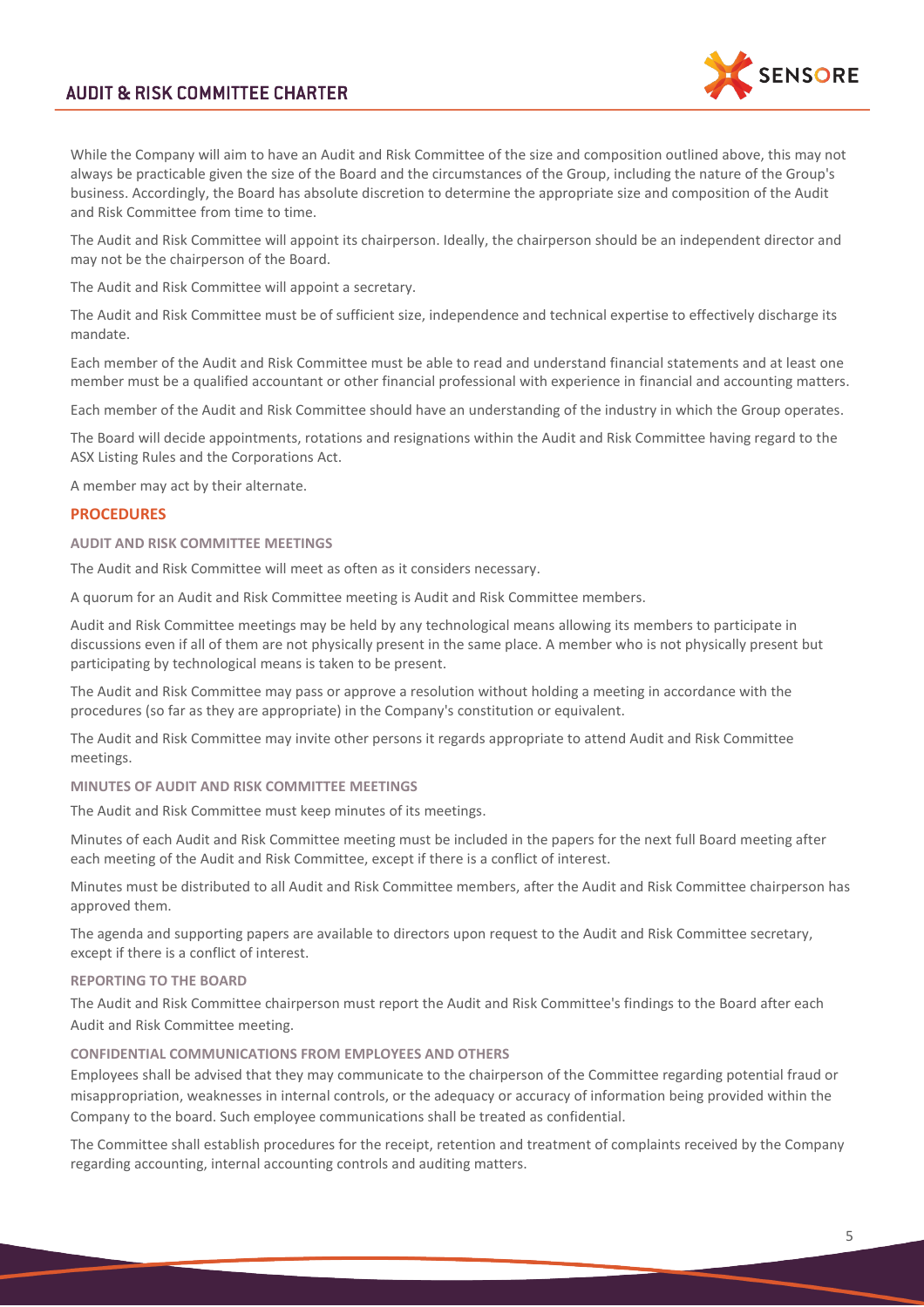While the Company will aim to have an Audit and Risk Committee of the size and composition outlined above, this may not always be practicable given the size of the Board and the circumstances of the Group, including the nature of the Group's business. Accordingly, the Board has absolute discretion to determine the appropriate size and composition of the Audit and Risk Committee from time to time.

The Audit and Risk Committee will appoint its chairperson. Ideally, the chairperson should be an independent director and may not be the chairperson of the Board.

The Audit and Risk Committee will appoint a secretary.

The Audit and Risk Committee must be of sufficient size, independence and technical expertise to effectively discharge its mandate.

Each member of the Audit and Risk Committee must be able to read and understand financial statements and at least one member must be a qualified accountant or other financial professional with experience in financial and accounting matters.

Each member of the Audit and Risk Committee should have an understanding of the industry in which the Group operates.

The Board will decide appointments, rotations and resignations within the Audit and Risk Committee having regard to the ASX Listing Rules and the Corporations Act.

A member may act by their alternate.

## PROCEDURES

### AUDIT AND RISK COMMITTEE MEETINGS

The Audit and Risk Committee will meet as often as it considers necessary.

A quorum for an Audit and Risk Committee meeting is Audit and Risk Committee members.

Audit and Risk Committee meetings may be held by any technological means allowing its members to participate in discussions even if all of them are not physically present in the same place. A member who is not physically present but participating by technological means is taken to be present.

The Audit and Risk Committee may pass or approve a resolution without holding a meeting in accordance with the procedures (so far as they are appropriate) in the Company's constitution or equivalent.

The Audit and Risk Committee may invite other persons it regards appropriate to attend Audit and Risk Committee meetings.

### MINUTES OF AUDIT AND RISK COMMITTEE MEETINGS

The Audit and Risk Committee must keep minutes of its meetings.

Minutes of each Audit and Risk Committee meeting must be included in the papers for the next full Board meeting after each meeting of the Audit and Risk Committee, except if there is a conflict of interest.

Minutes must be distributed to all Audit and Risk Committee members, after the Audit and Risk Committee chairperson has approved them.

The agenda and supporting papers are available to directors upon request to the Audit and Risk Committee secretary, except if there is a conflict of interest.

### REPORTING TO THE BOARD

The Audit and Risk Committee chairperson must report the Audit and Risk Committee's findings to the Board after each Audit and Risk Committee meeting.

### CONFIDENTIAL COMMUNICATIONS FROM EMPLOYEES AND OTHERS

Employees shall be advised that they may communicate to the chairperson of the Committee regarding potential fraud or misappropriation, weaknesses in internal controls, or the adequacy or accuracy of information being provided within the Company to the board. Such employee communications shall be treated as confidential.

The Committee shall establish procedures for the receipt, retention and treatment of complaints received by the Company regarding accounting, internal accounting controls and auditing matters.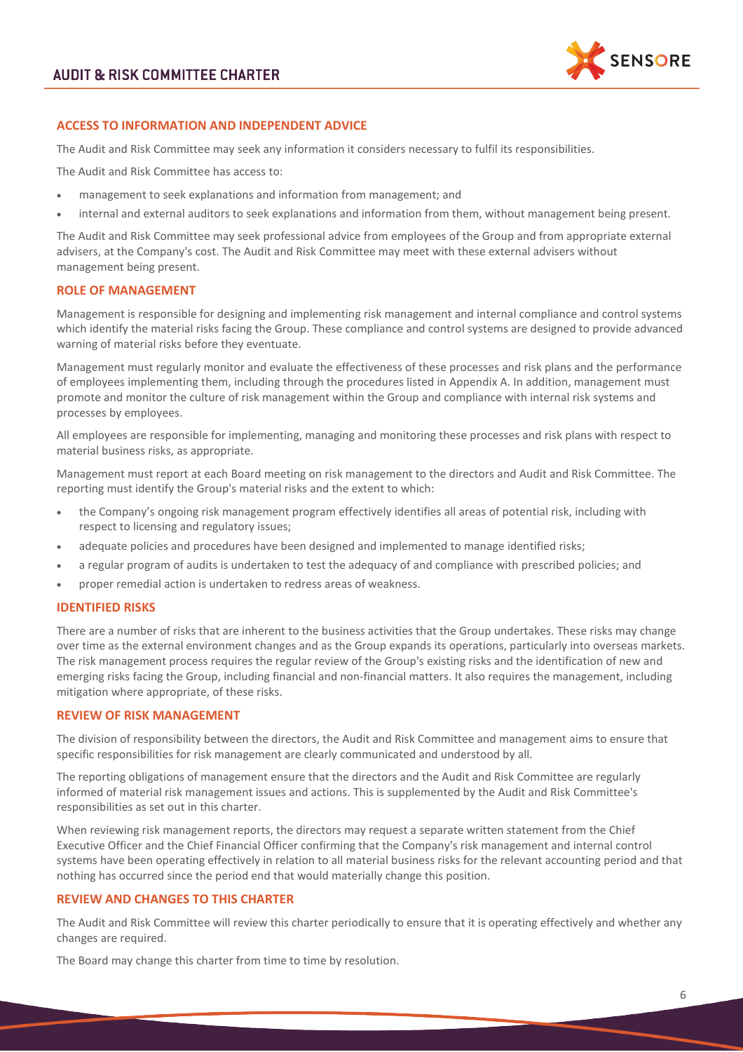## ACCESS TO INFORMATION AND INDEPENDENT ADVICE

The Audit and Risk Committee may seek any information it considers necessary to fulfil its responsibilities.

The Audit and Risk Committee has access to:

- management to seek explanations and information from management; and
- internal and external auditors to seek explanations and information from them, without management being present.

The Audit and Risk Committee may seek professional advice from employees of the Group and from appropriate external advisers, at the Company's cost. The Audit and Risk Committee may meet with these external advisers without management being present.

## ROLE OF MANAGEMENT

Management is responsible for designing and implementing risk management and internal compliance and control systems which identify the material risks facing the Group. These compliance and control systems are designed to provide advanced warning of material risks before they eventuate.

Management must regularly monitor and evaluate the effectiveness of these processes and risk plans and the performance of employees implementing them, including through the procedures listed in Appendix A. In addition, management must promote and monitor the culture of risk management within the Group and compliance with internal risk systems and processes by employees.

All employees are responsible for implementing, managing and monitoring these processes and risk plans with respect to material business risks, as appropriate.

Management must report at each Board meeting on risk management to the directors and Audit and Risk Committee. The reporting must identify the Group's material risks and the extent to which:

- the Company's ongoing risk management program effectively identifies all areas of potential risk, including with respect to licensing and regulatory issues;
- adequate policies and procedures have been designed and implemented to manage identified risks;
- a regular program of audits is undertaken to test the adequacy of and compliance with prescribed policies; and
- proper remedial action is undertaken to redress areas of weakness.

## IDENTIFIED RISKS

There are a number of risks that are inherent to the business activities that the Group undertakes. These risks may change over time as the external environment changes and as the Group expands its operations, particularly into overseas markets. The risk management process requires the regular review of the Group's existing risks and the identification of new and emerging risks facing the Group, including financial and non-financial matters. It also requires the management, including mitigation where appropriate, of these risks.

## REVIEW OF RISK MANAGEMENT

The division of responsibility between the directors, the Audit and Risk Committee and management aims to ensure that specific responsibilities for risk management are clearly communicated and understood by all.

The reporting obligations of management ensure that the directors and the Audit and Risk Committee are regularly informed of material risk management issues and actions. This is supplemented by the Audit and Risk Committee's responsibilities as set out in this charter.

When reviewing risk management reports, the directors may request a separate written statement from the Chief Executive Officer and the Chief Financial Officer confirming that the Company's risk management and internal control systems have been operating effectively in relation to all material business risks for the relevant accounting period and that nothing has occurred since the period end that would materially change this position.

## REVIEW AND CHANGES TO THIS CHARTER

The Audit and Risk Committee will review this charter periodically to ensure that it is operating effectively and whether any changes are required.

The Board may change this charter from time to time by resolution.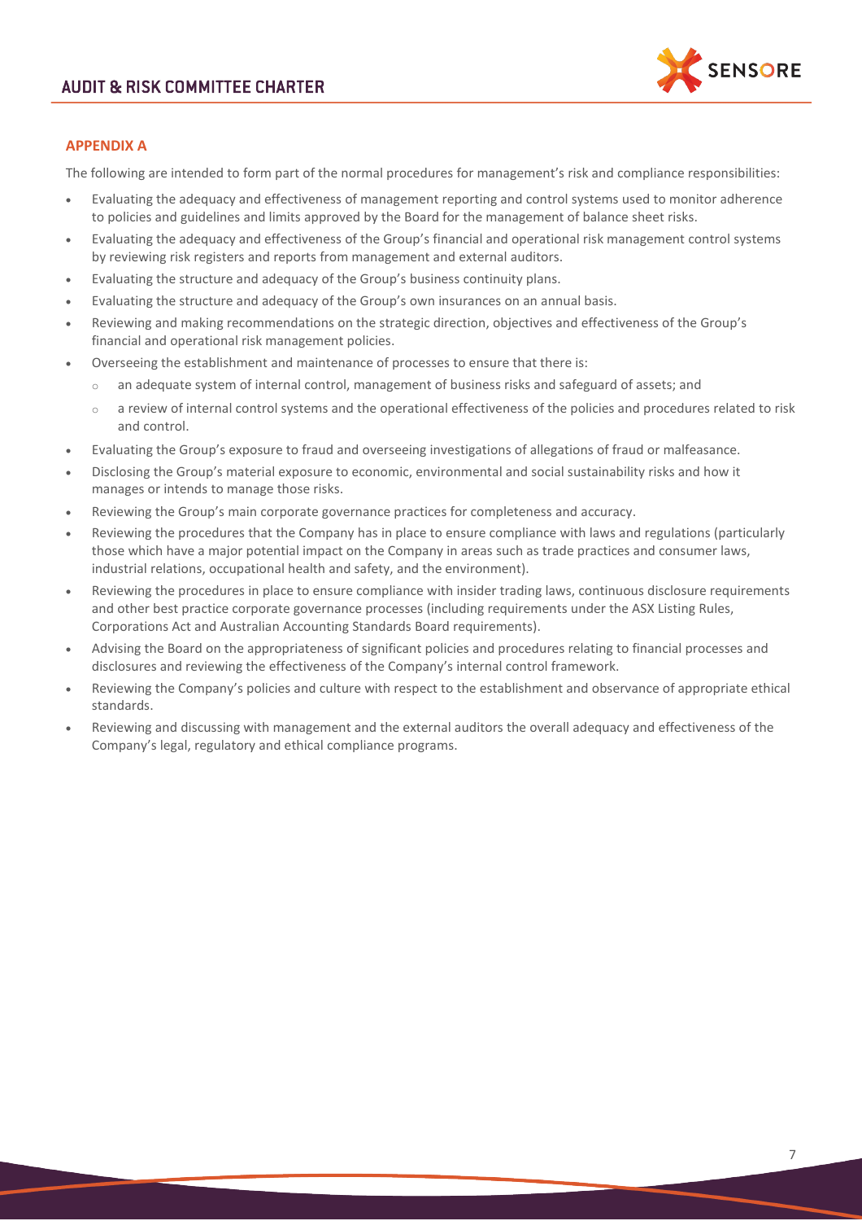## APPENDIX A

The following are intended to form part of the normal procedures for management's risk and compliance responsibilities:

- Evaluating the adequacy and effectiveness of management reporting and control systems used to monitor adherence to policies and guidelines and limits approved by the Board for the management of balance sheet risks.
- Evaluating the adequacy and effectiveness of the Group's financial and operational risk management control systems by reviewing risk registers and reports from management and external auditors.
- Evaluating the structure and adequacy of the Group's business continuity plans.
- Evaluating the structure and adequacy of the Group's own insurances on an annual basis.
- Reviewing and making recommendations on the strategic direction, objectives and effectiveness of the Group's financial and operational risk management policies.
- Overseeing the establishment and maintenance of processes to ensure that there is:
  - an adequate system of internal control, management of business risks and safeguard of assets; and
  - a review of internal control systems and the operational effectiveness of the policies and procedures related to risk and control.
- Evaluating the Group's exposure to fraud and overseeing investigations of allegations of fraud or malfeasance.
- Disclosing the Group's material exposure to economic, environmental and social sustainability risks and how it manages or intends to manage those risks.
- Reviewing the Group's main corporate governance practices for completeness and accuracy.
- Reviewing the procedures that the Company has in place to ensure compliance with laws and regulations (particularly those which have a major potential impact on the Company in areas such as trade practices and consumer laws, industrial relations, occupational health and safety, and the environment).
- Reviewing the procedures in place to ensure compliance with insider trading laws, continuous disclosure requirements and other best practice corporate governance processes (including requirements under the ASX Listing Rules, Corporations Act and Australian Accounting Standards Board requirements).
- Advising the Board on the appropriateness of significant policies and procedures relating to financial processes and disclosures and reviewing the effectiveness of the Company's internal control framework.
- Reviewing the Company's policies and culture with respect to the establishment and observance of appropriate ethical standards.
- Reviewing and discussing with management and the external auditors the overall adequacy and effectiveness of the Company's legal, regulatory and ethical compliance programs.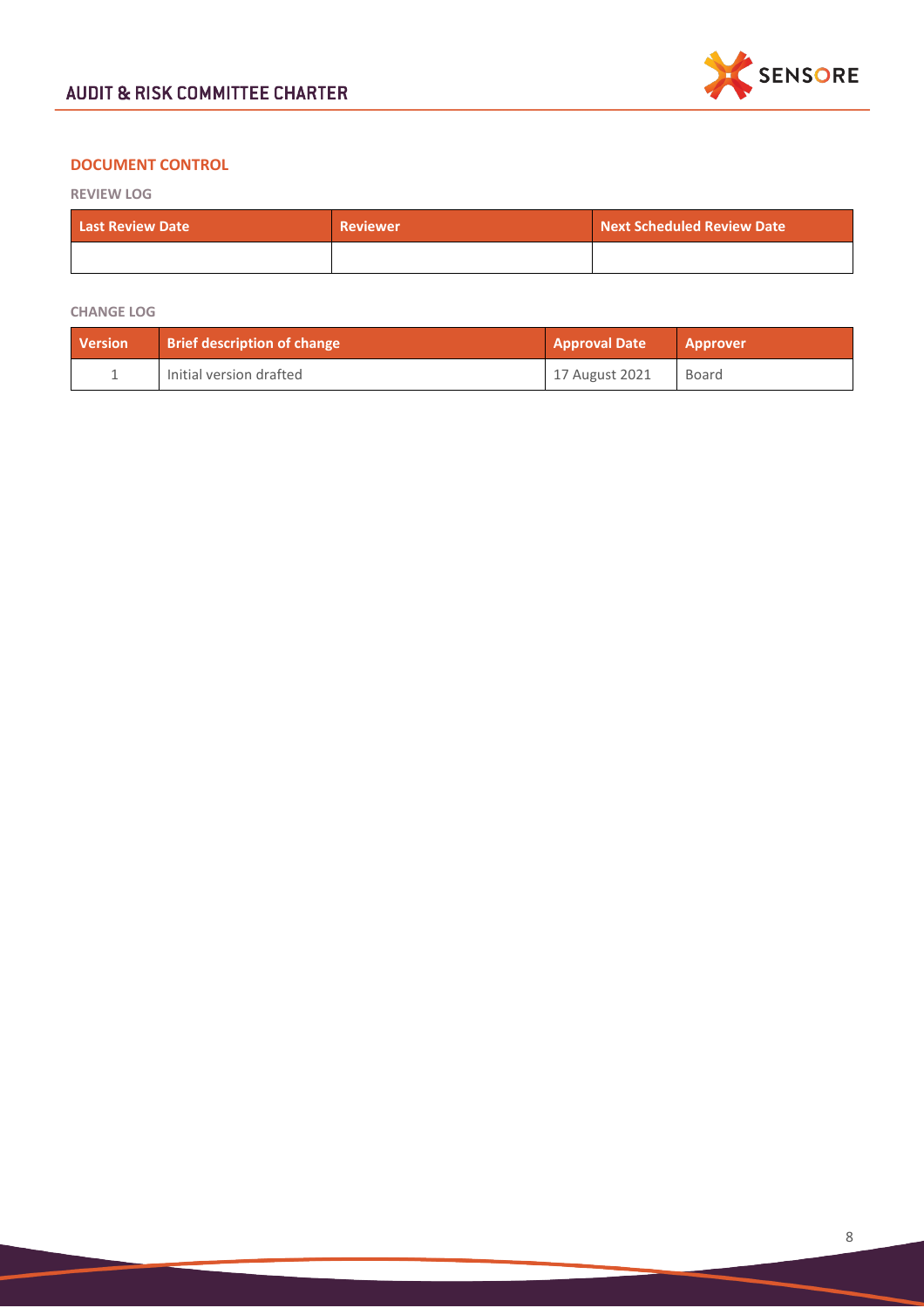## DOCUMENT CONTROL

### REVIEW LOG

| Last Review Date | Reviewer | Next Scheduled Review Date |
|---|---|---|
| | | |

### CHANGE LOG

| Version | Brief description of change | Approval Date | Approver |
|---|---|---|---|
| 1 | Initial version drafted | 17 August 2021 | Board |